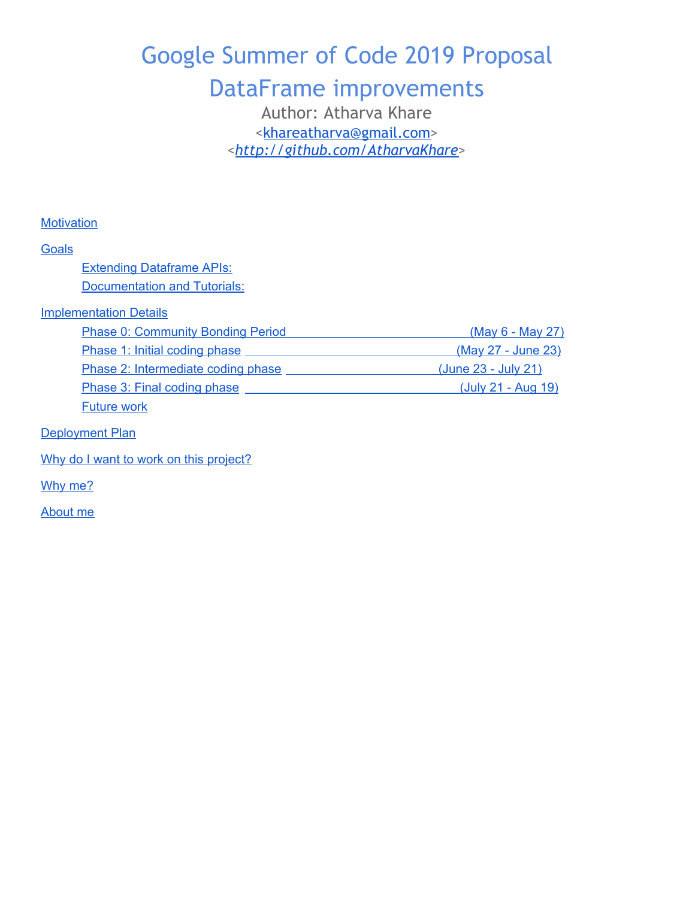# Google Summer of Code 2019 Proposal
# DataFrame improvements

Author: Atharva Khare

<khareatharva@gmail.com>

<*http://github.com/AtharvaKhare*>

- Motivation
- Goals
  - Extending Dataframe APIs:
  - Documentation and Tutorials:
- Implementation Details
  - Phase 0: Community Bonding Period (May 6 - May 27)
  - Phase 1: Initial coding phase (May 27 - June 23)
  - Phase 2: Intermediate coding phase (June 23 - July 21)
  - Phase 3: Final coding phase (July 21 - Aug 19)
  - Future work
- Deployment Plan
- Why do I want to work on this project?
- Why me?
- About me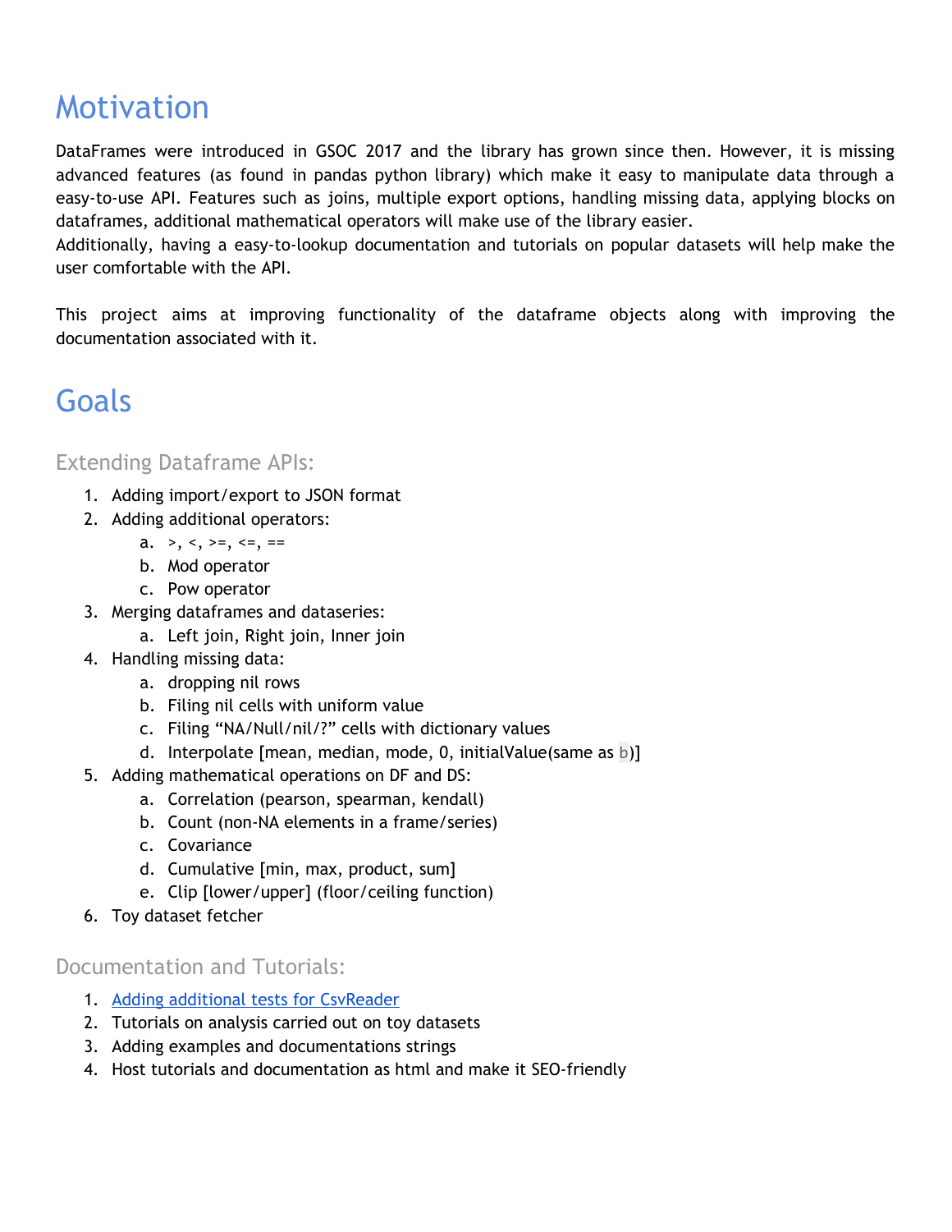# Motivation

DataFrames were introduced in GSOC 2017 and the library has grown since then. However, it is missing advanced features (as found in pandas python library) which make it easy to manipulate data through a easy-to-use API. Features such as joins, multiple export options, handling missing data, applying blocks on dataframes, additional mathematical operators will make use of the library easier.
Additionally, having a easy-to-lookup documentation and tutorials on popular datasets will help make the user comfortable with the API.

This project aims at improving functionality of the dataframe objects along with improving the documentation associated with it.

# Goals

## Extending Dataframe APIs:

1. Adding import/export to JSON format
2. Adding additional operators:
    a. >, <, >=, <=, ==
    b. Mod operator
    c. Pow operator
3. Merging dataframes and dataseries:
    a. Left join, Right join, Inner join
4. Handling missing data:
    a. dropping nil rows
    b. Filing nil cells with uniform value
    c. Filing "NA/Null/nil/?" cells with dictionary values
    d. Interpolate [mean, median, mode, 0, initialValue(same as b)]
5. Adding mathematical operations on DF and DS:
    a. Correlation (pearson, spearman, kendall)
    b. Count (non-NA elements in a frame/series)
    c. Covariance
    d. Cumulative [min, max, product, sum]
    e. Clip [lower/upper] (floor/ceiling function)
6. Toy dataset fetcher

## Documentation and Tutorials:

1. Adding additional tests for CsvReader
2. Tutorials on analysis carried out on toy datasets
3. Adding examples and documentations strings
4. Host tutorials and documentation as html and make it SEO-friendly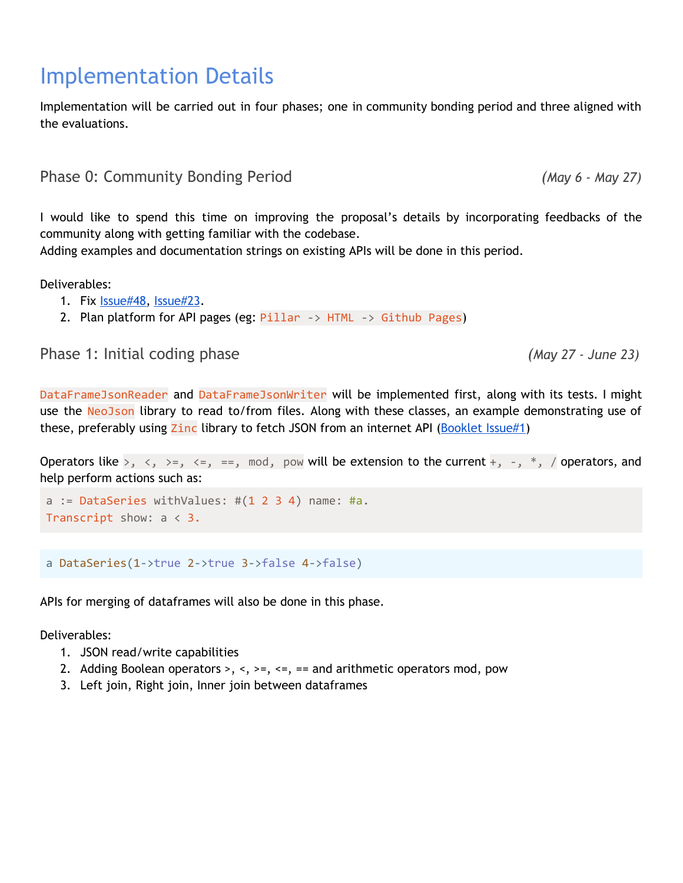# Implementation Details

Implementation will be carried out in four phases; one in community bonding period and three aligned with the evaluations.

## Phase 0: Community Bonding Period *(May 6 - May 27)*

I would like to spend this time on improving the proposal's details by incorporating feedbacks of the community along with getting familiar with the codebase.
Adding examples and documentation strings on existing APIs will be done in this period.

Deliverables:

1. Fix Issue#48, Issue#23.
2. Plan platform for API pages (eg: `Pillar -> HTML -> Github Pages`)

## Phase 1: Initial coding phase *(May 27 - June 23)*

`DataFrameJsonReader` and `DataFrameJsonWriter` will be implemented first, along with its tests. I might use the `NeoJson` library to read to/from files. Along with these classes, an example demonstrating use of these, preferably using `Zinc` library to fetch JSON from an internet API (Booklet Issue#1)

Operators like `>, <, >=, <=, ==, mod, pow` will be extension to the current `+, -, *, /` operators, and help perform actions such as:

```
a := DataSeries withValues: #(1 2 3 4) name: #a.
Transcript show: a < 3.
```

```
a DataSeries(1->true 2->true 3->false 4->false)
```

APIs for merging of dataframes will also be done in this phase.

Deliverables:

1. JSON read/write capabilities
2. Adding Boolean operators >, <, >=, <=, == and arithmetic operators mod, pow
3. Left join, Right join, Inner join between dataframes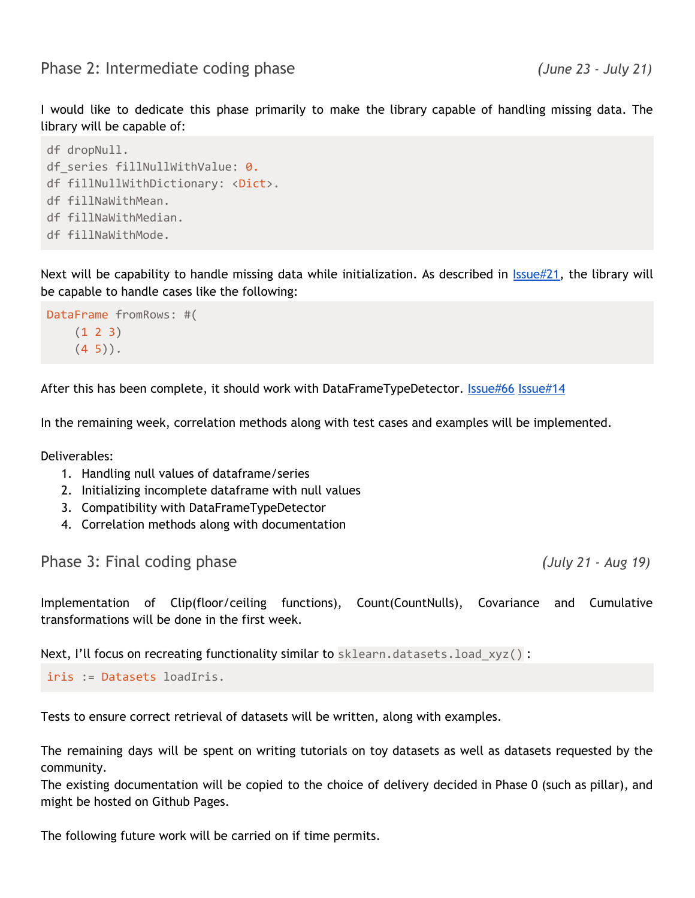## Phase 2: Intermediate coding phase *(June 23 - July 21)*

I would like to dedicate this phase primarily to make the library capable of handling missing data. The library will be capable of:

```
df dropNull.
df_series fillNullWithValue: 0.
df fillNullWithDictionary: <Dict>.
df fillNaWithMean.
df fillNaWithMedian.
df fillNaWithMode.
```

Next will be capability to handle missing data while initialization. As described in Issue#21, the library will be capable to handle cases like the following:

```
DataFrame fromRows: #(
    (1 2 3)
    (4 5)).
```

After this has been complete, it should work with DataFrameTypeDetector. Issue#66 Issue#14

In the remaining week, correlation methods along with test cases and examples will be implemented.

Deliverables:

1. Handling null values of dataframe/series
2. Initializing incomplete dataframe with null values
3. Compatibility with DataFrameTypeDetector
4. Correlation methods along with documentation

## Phase 3: Final coding phase *(July 21 - Aug 19)*

Implementation of Clip(floor/ceiling functions), Count(CountNulls), Covariance and Cumulative transformations will be done in the first week.

Next, I'll focus on recreating functionality similar to `sklearn.datasets.load_xyz()` :

```
iris := Datasets loadIris.
```

Tests to ensure correct retrieval of datasets will be written, along with examples.

The remaining days will be spent on writing tutorials on toy datasets as well as datasets requested by the community.
The existing documentation will be copied to the choice of delivery decided in Phase 0 (such as pillar), and might be hosted on Github Pages.

The following future work will be carried on if time permits.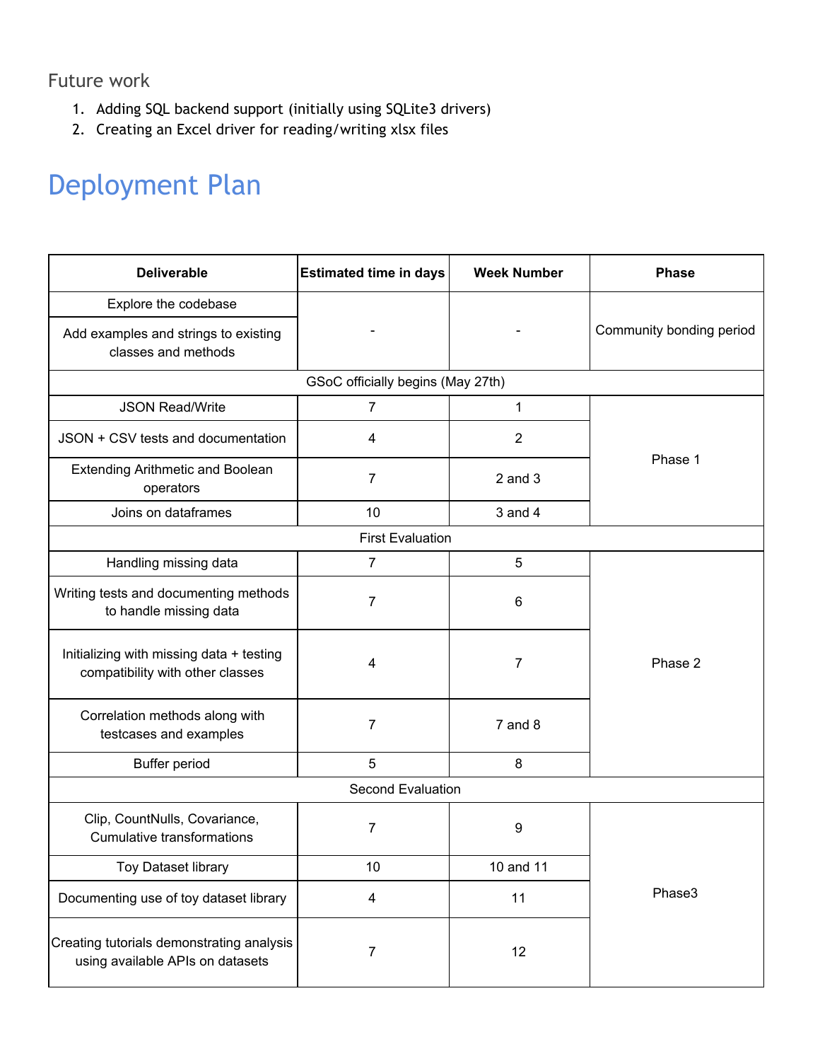### Future work

1. Adding SQL backend support (initially using SQLite3 drivers)
2. Creating an Excel driver for reading/writing xlsx files

# Deployment Plan

| Deliverable | Estimated time in days | Week Number | Phase |
| --- | --- | --- | --- |
| Explore the codebase | - | - | Community bonding period |
| Add examples and strings to existing classes and methods | | | |
| GSoC officially begins (May 27th) | | | |
| JSON Read/Write | 7 | 1 | Phase 1 |
| JSON + CSV tests and documentation | 4 | 2 | |
| Extending Arithmetic and Boolean operators | 7 | 2 and 3 | |
| Joins on dataframes | 10 | 3 and 4 | |
| First Evaluation | | | |
| Handling missing data | 7 | 5 | Phase 2 |
| Writing tests and documenting methods to handle missing data | 7 | 6 | |
| Initializing with missing data + testing compatibility with other classes | 4 | 7 | |
| Correlation methods along with testcases and examples | 7 | 7 and 8 | |
| Buffer period | 5 | 8 | |
| Second Evaluation | | | |
| Clip, CountNulls, Covariance, Cumulative transformations | 7 | 9 | Phase3 |
| Toy Dataset library | 10 | 10 and 11 | |
| Documenting use of toy dataset library | 4 | 11 | |
| Creating tutorials demonstrating analysis using available APIs on datasets | 7 | 12 | |